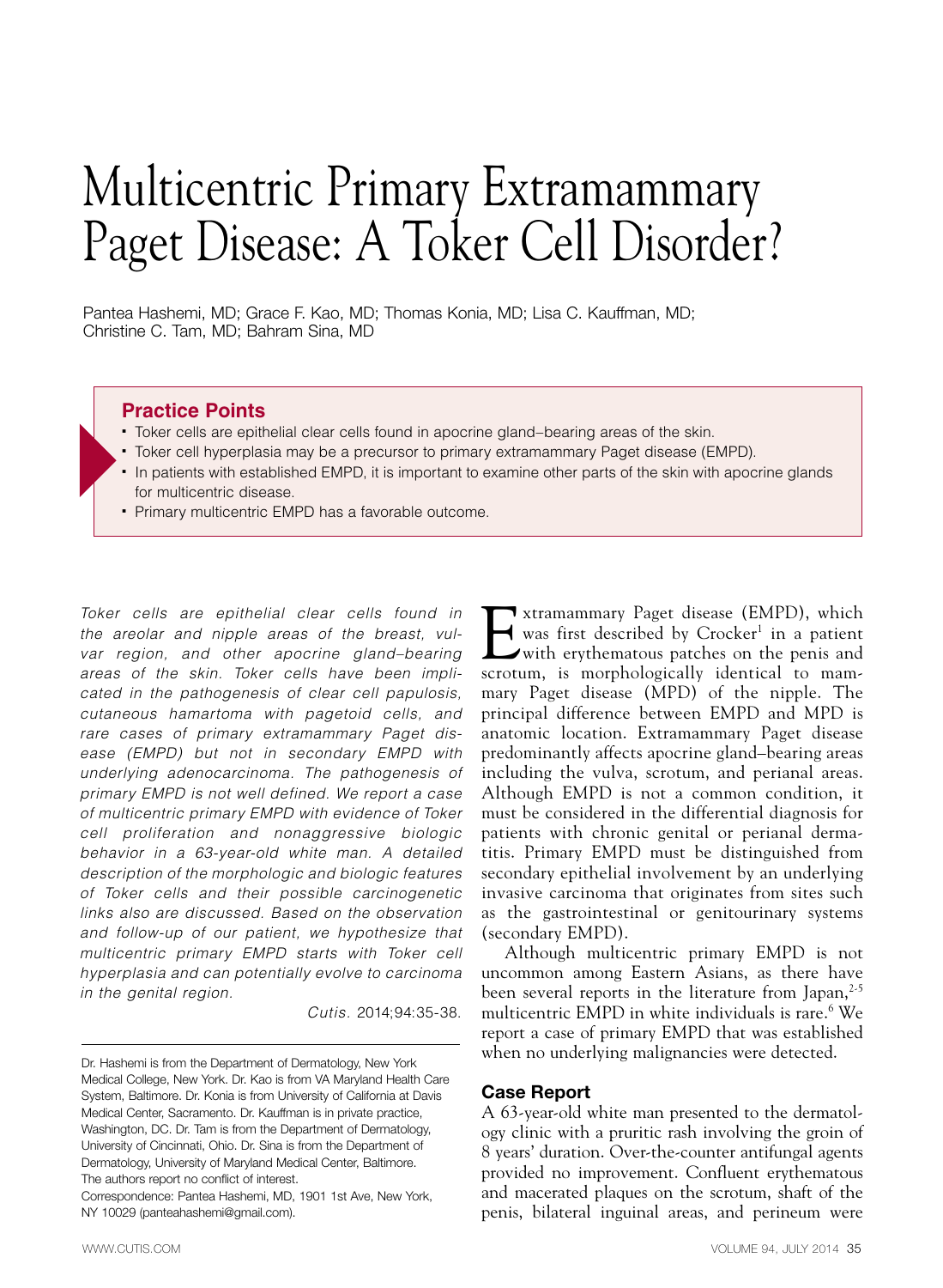# Multicentric Primary Extramammary Paget Disease: A Toker Cell Disorder?

Pantea Hashemi, MD; Grace F. Kao, MD; Thomas Konia, MD; Lisa C. Kauffman, MD; Christine C. Tam, MD; Bahram Sina, MD

## Practice Points

- Toker cells are epithelial clear cells found in apocrine gland–bearing areas of the skin.
- Toker cell hyperplasia may be a precursor to primary extramammary Paget disease (EMPD).
- In patients with established EMPD, it is important to examine other parts of the skin with apocrine glands for multicentric disease.
- Primary multicentric EMPD has a favorable outcome.

*Toker cells are epithelial clear cells found in the areolar and nipple areas of the breast, vulvar region, and other apocrine gland–bearing areas of the skin. Toker cells have been implicated in the pathogenesis of clear cell papulosis, cutaneous hamartoma with pagetoid cells, and rare cases of primary extramammary Paget disease (EMPD) but not in secondary EMPD with underlying adenocarcinoma. The pathogenesis of primary EMPD is not well defined. We report a case of multicentric primary EMPD with evidence of Toker cell proliferation and nonaggressive biologic behavior in a 63-year-old white man. A detailed description of the morphologic and biologic features of Toker cells and their possible carcinogenetic links also are discussed. Based on the observation and follow-up of our patient, we hypothesize that multicentric primary EMPD starts with Toker cell hyperplasia and can potentially evolve to carcinoma in the genital region.*

*Cutis.* 2014;94:35-38.

Dr. Hashemi is from the Department of Dermatology, New York Medical College, New York. Dr. Kao is from VA Maryland Health Care System, Baltimore. Dr. Konia is from University of California at Davis Medical Center, Sacramento. Dr. Kauffman is in private practice, Washington, DC. Dr. Tam is from the Department of Dermatology, University of Cincinnati, Ohio. Dr. Sina is from the Department of Dermatology, University of Maryland Medical Center, Baltimore.
The authors report no conflict of interest.
Correspondence: Pantea Hashemi, MD, 1901 1st Ave, New York, NY 10029 (panteahashemi@gmail.com).

Extramammary Paget disease (EMPD), which was first described by Crocker[1] in a patient with erythematous patches on the penis and scrotum, is morphologically identical to mammary Paget disease (MPD) of the nipple. The principal difference between EMPD and MPD is anatomic location. Extramammary Paget disease predominantly affects apocrine gland–bearing areas including the vulva, scrotum, and perianal areas. Although EMPD is not a common condition, it must be considered in the differential diagnosis for patients with chronic genital or perianal dermatitis. Primary EMPD must be distinguished from secondary epithelial involvement by an underlying invasive carcinoma that originates from sites such as the gastrointestinal or genitourinary systems (secondary EMPD).

Although multicentric primary EMPD is not uncommon among Eastern Asians, as there have been several reports in the literature from Japan,[2-5] multicentric EMPD in white individuals is rare.[6] We report a case of primary EMPD that was established when no underlying malignancies were detected.

## Case Report

A 63-year-old white man presented to the dermatology clinic with a pruritic rash involving the groin of 8 years' duration. Over-the-counter antifungal agents provided no improvement. Confluent erythematous and macerated plaques on the scrotum, shaft of the penis, bilateral inguinal areas, and perineum were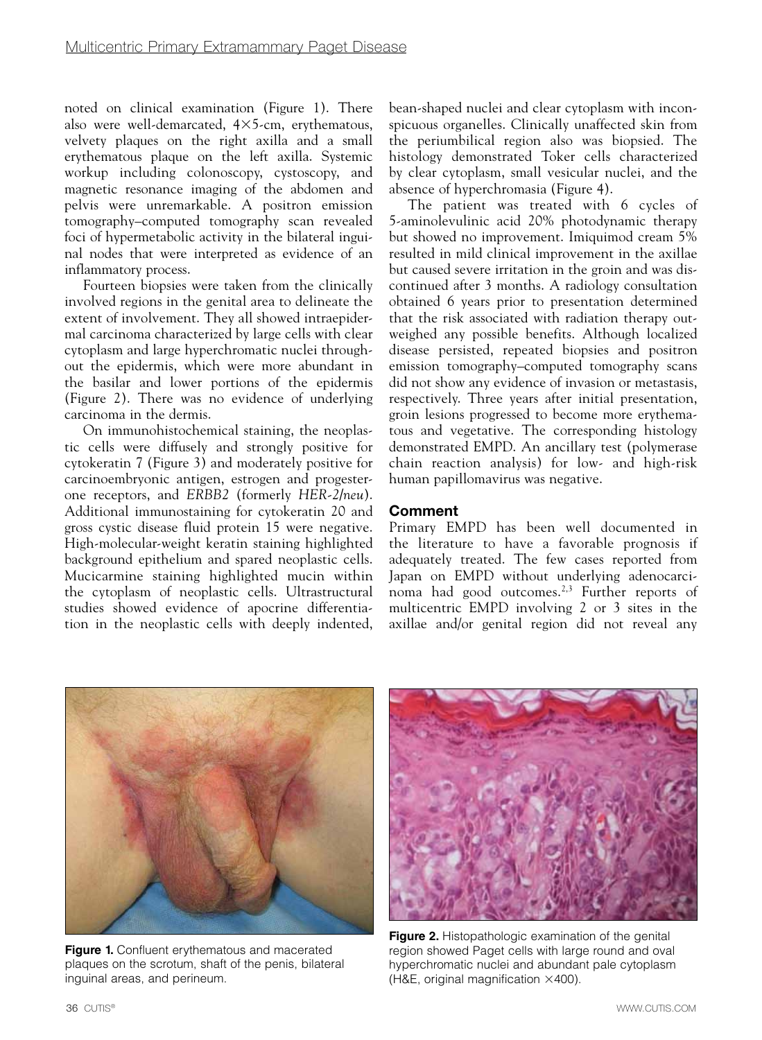noted on clinical examination (Figure 1). There also were well-demarcated, 4×5-cm, erythematous, velvety plaques on the right axilla and a small erythematous plaque on the left axilla. Systemic workup including colonoscopy, cystoscopy, and magnetic resonance imaging of the abdomen and pelvis were unremarkable. A positron emission tomography–computed tomography scan revealed foci of hypermetabolic activity in the bilateral inguinal nodes that were interpreted as evidence of an inflammatory process.

Fourteen biopsies were taken from the clinically involved regions in the genital area to delineate the extent of involvement. They all showed intraepidermal carcinoma characterized by large cells with clear cytoplasm and large hyperchromatic nuclei throughout the epidermis, which were more abundant in the basilar and lower portions of the epidermis (Figure 2). There was no evidence of underlying carcinoma in the dermis.

On immunohistochemical staining, the neoplastic cells were diffusely and strongly positive for cytokeratin 7 (Figure 3) and moderately positive for carcinoembryonic antigen, estrogen and progesterone receptors, and *ERBB2* (formerly *HER-2/neu*). Additional immunostaining for cytokeratin 20 and gross cystic disease fluid protein 15 were negative. High-molecular-weight keratin staining highlighted background epithelium and spared neoplastic cells. Mucicarmine staining highlighted mucin within the cytoplasm of neoplastic cells. Ultrastructural studies showed evidence of apocrine differentiation in the neoplastic cells with deeply indented, bean-shaped nuclei and clear cytoplasm with inconspicuous organelles. Clinically unaffected skin from the periumbilical region also was biopsied. The histology demonstrated Toker cells characterized by clear cytoplasm, small vesicular nuclei, and the absence of hyperchromasia (Figure 4).

The patient was treated with 6 cycles of 5-aminolevulinic acid 20% photodynamic therapy but showed no improvement. Imiquimod cream 5% resulted in mild clinical improvement in the axillae but caused severe irritation in the groin and was discontinued after 3 months. A radiology consultation obtained 6 years prior to presentation determined that the risk associated with radiation therapy outweighed any possible benefits. Although localized disease persisted, repeated biopsies and positron emission tomography–computed tomography scans did not show any evidence of invasion or metastasis, respectively. Three years after initial presentation, groin lesions progressed to become more erythematous and vegetative. The corresponding histology demonstrated EMPD. An ancillary test (polymerase chain reaction analysis) for low- and high-risk human papillomavirus was negative.

## Comment

Primary EMPD has been well documented in the literature to have a favorable prognosis if adequately treated. The few cases reported from Japan on EMPD without underlying adenocarcinoma had good outcomes.[2,3] Further reports of multicentric EMPD involving 2 or 3 sites in the axillae and/or genital region did not reveal any

**Figure 1.** Confluent erythematous and macerated plaques on the scrotum, shaft of the penis, bilateral inguinal areas, and perineum.

**Figure 2.** Histopathologic examination of the genital region showed Paget cells with large round and oval hyperchromatic nuclei and abundant pale cytoplasm (H&E, original magnification ×400).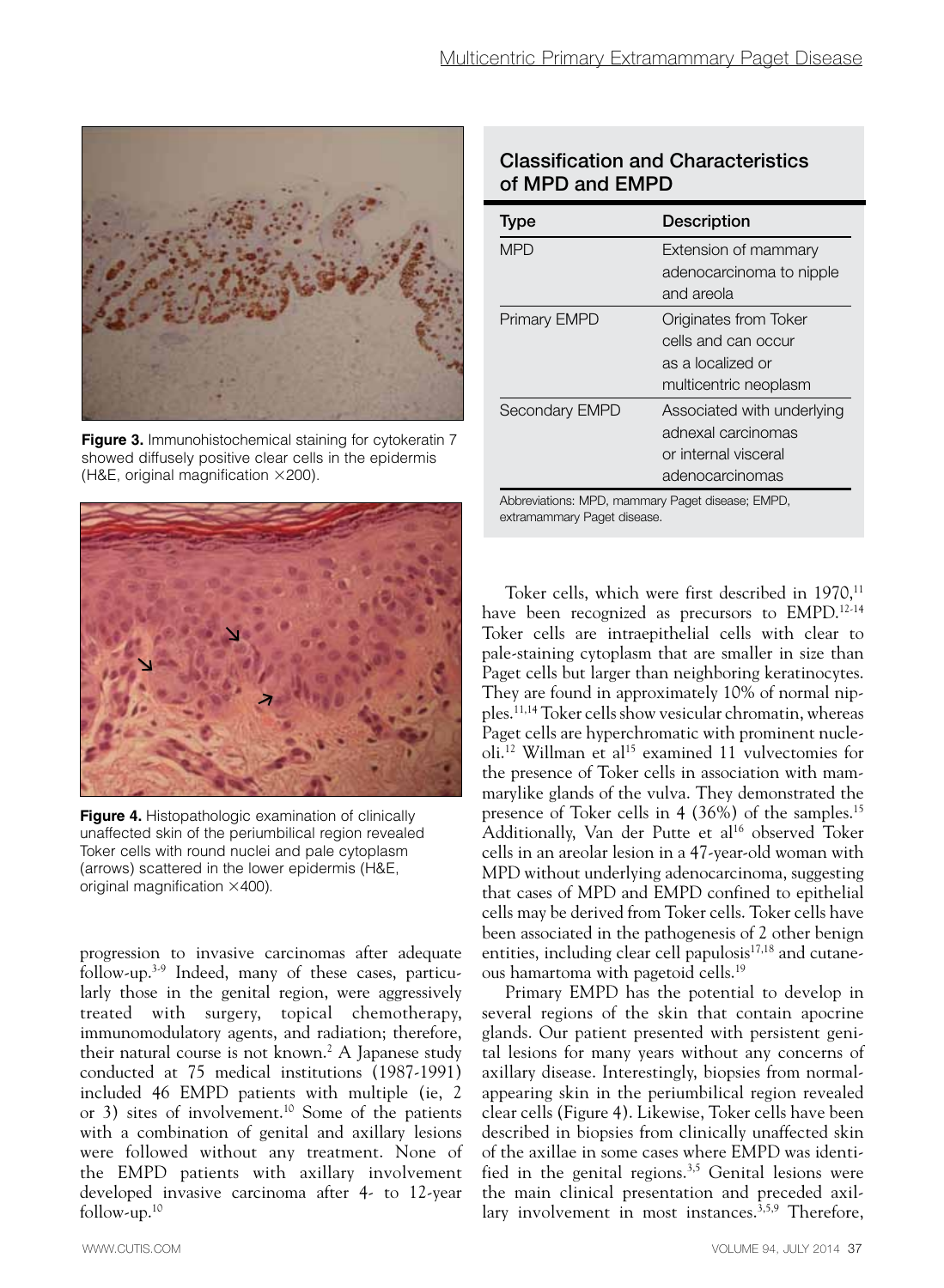**Figure 3.** Immunohistochemical staining for cytokeratin 7 showed diffusely positive clear cells in the epidermis (H&E, original magnification ×200).

**Figure 4.** Histopathologic examination of clinically unaffected skin of the periumbilical region revealed Toker cells with round nuclei and pale cytoplasm (arrows) scattered in the lower epidermis (H&E, original magnification ×400).

progression to invasive carcinomas after adequate follow-up.[3-9] Indeed, many of these cases, particularly those in the genital region, were aggressively treated with surgery, topical chemotherapy, immunomodulatory agents, and radiation; therefore, their natural course is not known.[2] A Japanese study conducted at 75 medical institutions (1987-1991) included 46 EMPD patients with multiple (ie, 2 or 3) sites of involvement.[10] Some of the patients with a combination of genital and axillary lesions were followed without any treatment. None of the EMPD patients with axillary involvement developed invasive carcinoma after 4- to 12-year follow-up.[10]

### Classification and Characteristics of MPD and EMPD

| Type | Description |
| --- | --- |
| MPD | Extension of mammary adenocarcinoma to nipple and areola |
| Primary EMPD | Originates from Toker cells and can occur as a localized or multicentric neoplasm |
| Secondary EMPD | Associated with underlying adnexal carcinomas or internal visceral adenocarcinomas |

Abbreviations: MPD, mammary Paget disease; EMPD, extramammary Paget disease.

Toker cells, which were first described in 1970,[11] have been recognized as precursors to EMPD.[12-14] Toker cells are intraepithelial cells with clear to pale-staining cytoplasm that are smaller in size than Paget cells but larger than neighboring keratinocytes. They are found in approximately 10% of normal nipples.[11,14] Toker cells show vesicular chromatin, whereas Paget cells are hyperchromatic with prominent nucleoli.[12] Willman et al[15] examined 11 vulvectomies for the presence of Toker cells in association with mammarylike glands of the vulva. They demonstrated the presence of Toker cells in 4 (36%) of the samples.[15] Additionally, Van der Putte et al[16] observed Toker cells in an areolar lesion in a 47-year-old woman with MPD without underlying adenocarcinoma, suggesting that cases of MPD and EMPD confined to epithelial cells may be derived from Toker cells. Toker cells have been associated in the pathogenesis of 2 other benign entities, including clear cell papulosis[17,18] and cutaneous hamartoma with pagetoid cells.[19]

Primary EMPD has the potential to develop in several regions of the skin that contain apocrine glands. Our patient presented with persistent genital lesions for many years without any concerns of axillary disease. Interestingly, biopsies from normal-appearing skin in the periumbilical region revealed clear cells (Figure 4). Likewise, Toker cells have been described in biopsies from clinically unaffected skin of the axillae in some cases where EMPD was identified in the genital regions.[3,5] Genital lesions were the main clinical presentation and preceded axillary involvement in most instances.[3,5,9] Therefore,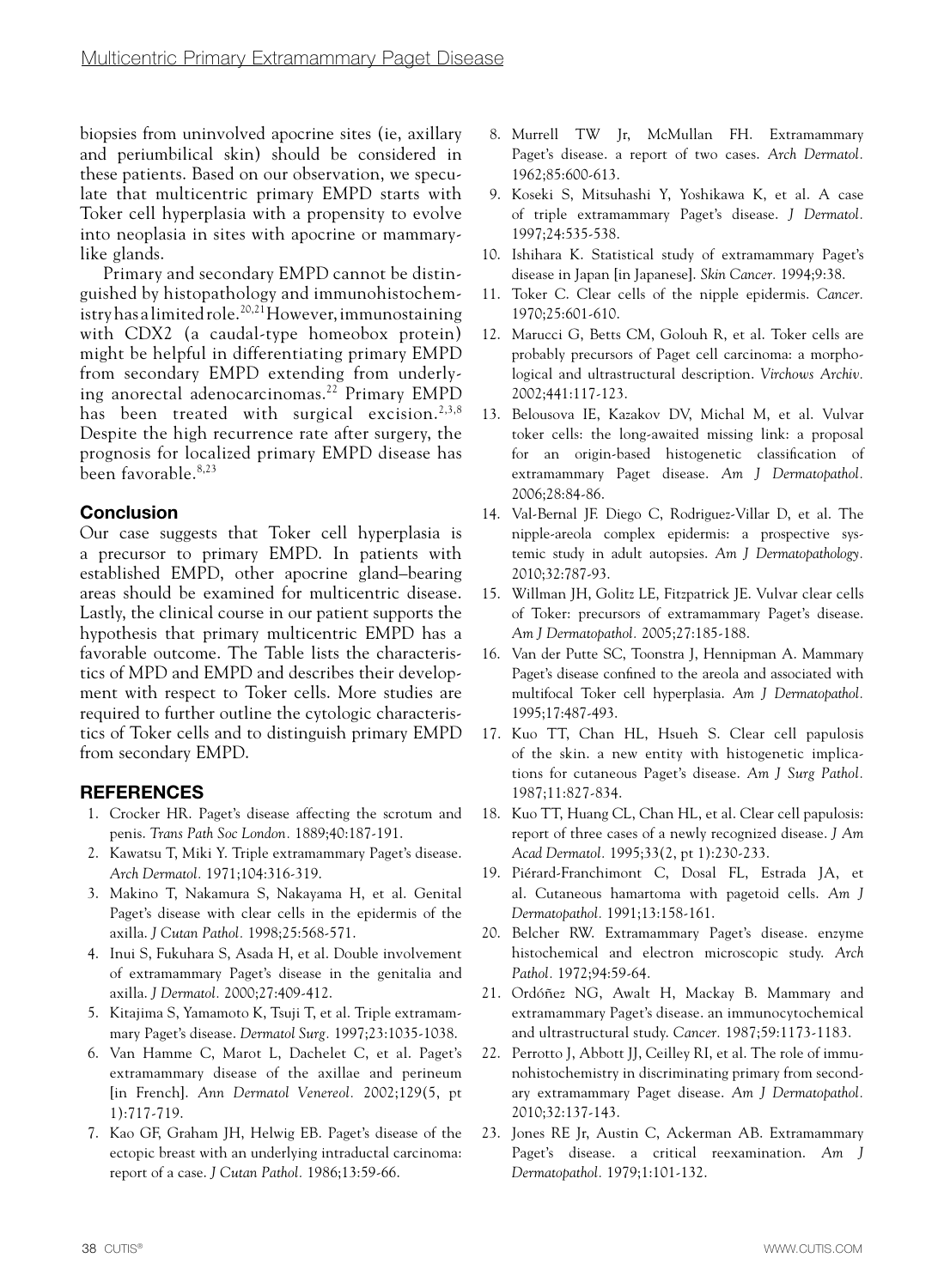biopsies from uninvolved apocrine sites (ie, axillary and periumbilical skin) should be considered in these patients. Based on our observation, we speculate that multicentric primary EMPD starts with Toker cell hyperplasia with a propensity to evolve into neoplasia in sites with apocrine or mammary-like glands.

Primary and secondary EMPD cannot be distinguished by histopathology and immunohistochemistry has a limited role.[20,21] However, immunostaining with CDX2 (a caudal-type homeobox protein) might be helpful in differentiating primary EMPD from secondary EMPD extending from underlying anorectal adenocarcinomas.[22] Primary EMPD has been treated with surgical excision.[2,3,8] Despite the high recurrence rate after surgery, the prognosis for localized primary EMPD disease has been favorable.[8,23]

## Conclusion

Our case suggests that Toker cell hyperplasia is a precursor to primary EMPD. In patients with established EMPD, other apocrine gland–bearing areas should be examined for multicentric disease. Lastly, the clinical course in our patient supports the hypothesis that primary multicentric EMPD has a favorable outcome. The Table lists the characteristics of MPD and EMPD and describes their development with respect to Toker cells. More studies are required to further outline the cytologic characteristics of Toker cells and to distinguish primary EMPD from secondary EMPD.

## REFERENCES

1. Crocker HR. Paget's disease affecting the scrotum and penis. *Trans Path Soc London.* 1889;40:187-191.
2. Kawatsu T, Miki Y. Triple extramammary Paget's disease. *Arch Dermatol.* 1971;104:316-319.
3. Makino T, Nakamura S, Nakayama H, et al. Genital Paget's disease with clear cells in the epidermis of the axilla. *J Cutan Pathol.* 1998;25:568-571.
4. Inui S, Fukuhara S, Asada H, et al. Double involvement of extramammary Paget's disease in the genitalia and axilla. *J Dermatol.* 2000;27:409-412.
5. Kitajima S, Yamamoto K, Tsuji T, et al. Triple extramammary Paget's disease. *Dermatol Surg.* 1997;23:1035-1038.
6. Van Hamme C, Marot L, Dachelet C, et al. Paget's extramammary disease of the axillae and perineum [in French]. *Ann Dermatol Venereol.* 2002;129(5, pt 1):717-719.
7. Kao GF, Graham JH, Helwig EB. Paget's disease of the ectopic breast with an underlying intraductal carcinoma: report of a case. *J Cutan Pathol.* 1986;13:59-66.
8. Murrell TW Jr, McMullan FH. Extramammary Paget's disease. a report of two cases. *Arch Dermatol.* 1962;85:600-613.
9. Koseki S, Mitsuhashi Y, Yoshikawa K, et al. A case of triple extramammary Paget's disease. *J Dermatol.* 1997;24:535-538.
10. Ishihara K. Statistical study of extramammary Paget's disease in Japan [in Japanese]. *Skin Cancer.* 1994;9:38.
11. Toker C. Clear cells of the nipple epidermis. *Cancer.* 1970;25:601-610.
12. Marucci G, Betts CM, Golouh R, et al. Toker cells are probably precursors of Paget cell carcinoma: a morphological and ultrastructural description. *Virchows Archiv.* 2002;441:117-123.
13. Belousova IE, Kazakov DV, Michal M, et al. Vulvar toker cells: the long-awaited missing link: a proposal for an origin-based histogenetic classification of extramammary Paget disease. *Am J Dermatopathol.* 2006;28:84-86.
14. Val-Bernal JF. Diego C, Rodriguez-Villar D, et al. The nipple-areola complex epidermis: a prospective systemic study in adult autopsies. *Am J Dermatopathology.* 2010;32:787-93.
15. Willman JH, Golitz LE, Fitzpatrick JE. Vulvar clear cells of Toker: precursors of extramammary Paget's disease. *Am J Dermatopathol.* 2005;27:185-188.
16. Van der Putte SC, Toonstra J, Hennipman A. Mammary Paget's disease confined to the areola and associated with multifocal Toker cell hyperplasia. *Am J Dermatopathol.* 1995;17:487-493.
17. Kuo TT, Chan HL, Hsueh S. Clear cell papulosis of the skin. a new entity with histogenetic implications for cutaneous Paget's disease. *Am J Surg Pathol.* 1987;11:827-834.
18. Kuo TT, Huang CL, Chan HL, et al. Clear cell papulosis: report of three cases of a newly recognized disease. *J Am Acad Dermatol.* 1995;33(2, pt 1):230-233.
19. Piérard-Franchimont C, Dosal FL, Estrada JA, et al. Cutaneous hamartoma with pagetoid cells. *Am J Dermatopathol.* 1991;13:158-161.
20. Belcher RW. Extramammary Paget's disease. enzyme histochemical and electron microscopic study. *Arch Pathol.* 1972;94:59-64.
21. Ordóñez NG, Awalt H, Mackay B. Mammary and extramammary Paget's disease. an immunocytochemical and ultrastructural study. *Cancer.* 1987;59:1173-1183.
22. Perrotto J, Abbott JJ, Ceilley RI, et al. The role of immunohistochemistry in discriminating primary from secondary extramammary Paget disease. *Am J Dermatopathol.* 2010;32:137-143.
23. Jones RE Jr, Austin C, Ackerman AB. Extramammary Paget's disease. a critical reexamination. *Am J Dermatopathol.* 1979;1:101-132.